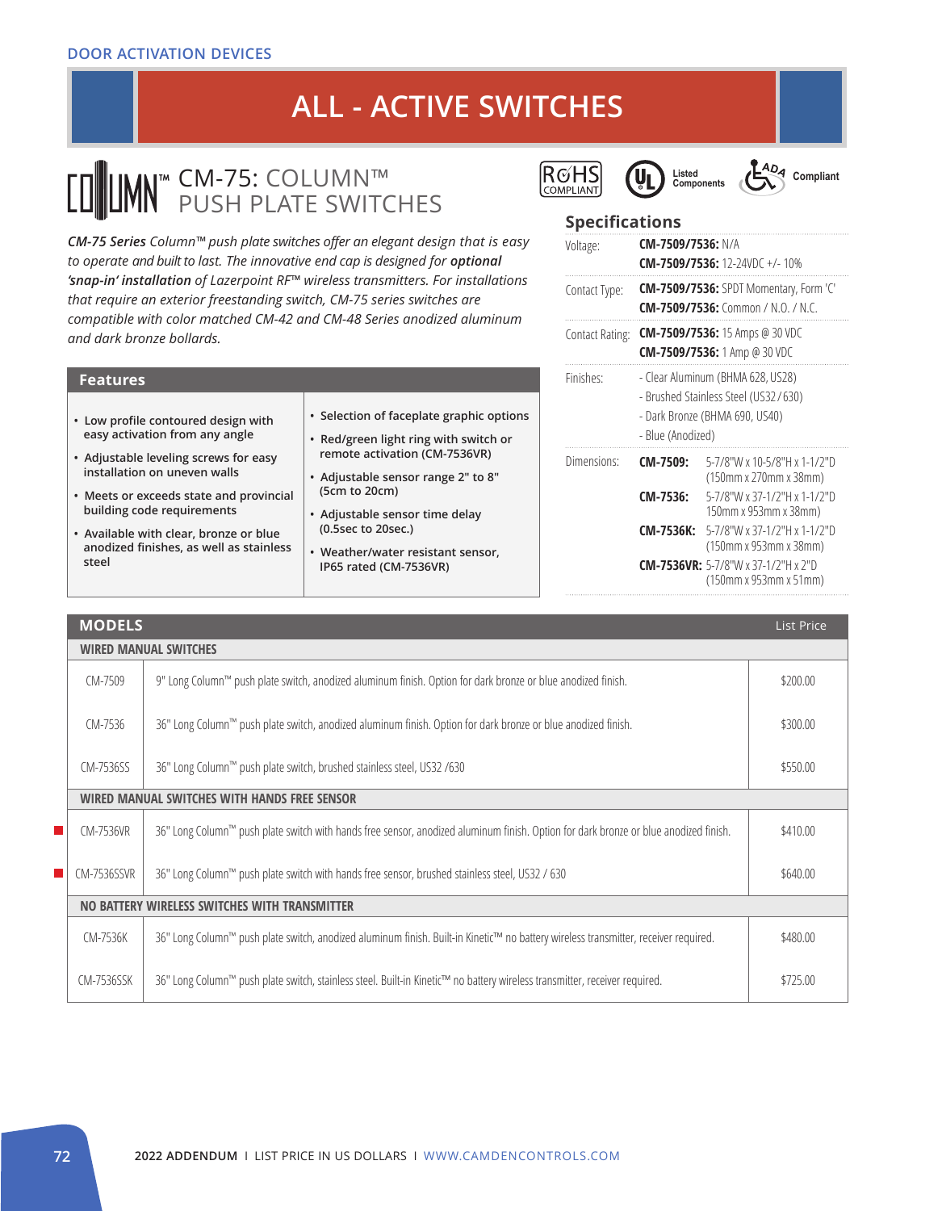DOOR ACTIVATION DEVICES

# ALL - ACTIVE SWITCHES

## CM-75: COLUMN™ PUSH PLATE SWITCHES

RoHS COMPLIANT | UL Listed Components | ADA Compliant

***CM-75 Series** Column™ push plate switches offer an elegant design that is easy to operate and built to last. The innovative end cap is designed for **optional 'snap-in' installation** of Lazerpoint RF™ wireless transmitters. For installations that require an exterior freestanding switch, CM-75 series switches are compatible with color matched CM-42 and CM-48 Series anodized aluminum and dark bronze bollards.*

### Features

- Low profile contoured design with easy activation from any angle
- Adjustable leveling screws for easy installation on uneven walls
- Meets or exceeds state and provincial building code requirements
- Available with clear, bronze or blue anodized finishes, as well as stainless steel
- Selection of faceplate graphic options
- Red/green light ring with switch or remote activation (CM-7536VR)
- Adjustable sensor range 2" to 8" (5cm to 20cm)
- Adjustable sensor time delay (0.5sec to 20sec.)
- Weather/water resistant sensor, IP65 rated (CM-7536VR)

### Specifications

| | |
|---|---|
| Voltage: | **CM-7509/7536:** N/A<br>**CM-7509/7536:** 12-24VDC +/- 10% |
| Contact Type: | **CM-7509/7536:** SPDT Momentary, Form 'C'<br>**CM-7509/7536:** Common / N.O. / N.C. |
| Contact Rating: | **CM-7509/7536:** 15 Amps @ 30 VDC<br>**CM-7509/7536:** 1 Amp @ 30 VDC |
| Finishes: | - Clear Aluminum (BHMA 628, US28)<br>- Brushed Stainless Steel (US32 / 630)<br>- Dark Bronze (BHMA 690, US40)<br>- Blue (Anodized) |
| Dimensions: | **CM-7509:** 5-7/8"W x 10-5/8"H x 1-1/2"D (150mm x 270mm x 38mm)<br>**CM-7536:** 5-7/8"W x 37-1/2"H x 1-1/2"D 150mm x 953mm x 38mm)<br>**CM-7536K:** 5-7/8"W x 37-1/2"H x 1-1/2"D (150mm x 953mm x 38mm)<br>**CM-7536VR:** 5-7/8"W x 37-1/2"H x 2"D (150mm x 953mm x 51mm) |

### MODELS

| Model | Description | List Price |
|---|---|---|
| **WIRED MANUAL SWITCHES** | | |
| CM-7509 | 9" Long Column™ push plate switch, anodized aluminum finish. Option for dark bronze or blue anodized finish. | $200.00 |
| CM-7536 | 36" Long Column™ push plate switch, anodized aluminum finish. Option for dark bronze or blue anodized finish. | $300.00 |
| CM-7536SS | 36" Long Column™ push plate switch, brushed stainless steel, US32 /630 | $550.00 |
| **WIRED MANUAL SWITCHES WITH HANDS FREE SENSOR** | | |
| CM-7536VR | 36" Long Column™ push plate switch with hands free sensor, anodized aluminum finish. Option for dark bronze or blue anodized finish. | $410.00 |
| CM-7536SSVR | 36" Long Column™ push plate switch with hands free sensor, brushed stainless steel, US32 / 630 | $640.00 |
| **NO BATTERY WIRELESS SWITCHES WITH TRANSMITTER** | | |
| CM-7536K | 36" Long Column™ push plate switch, anodized aluminum finish. Built-in Kinetic™ no battery wireless transmitter, receiver required. | $480.00 |
| CM-7536SSK | 36" Long Column™ push plate switch, stainless steel. Built-in Kinetic™ no battery wireless transmitter, receiver required. | $725.00 |

2022 ADDENDUM I LIST PRICE IN US DOLLARS I WWW.CAMDENCONTROLS.COM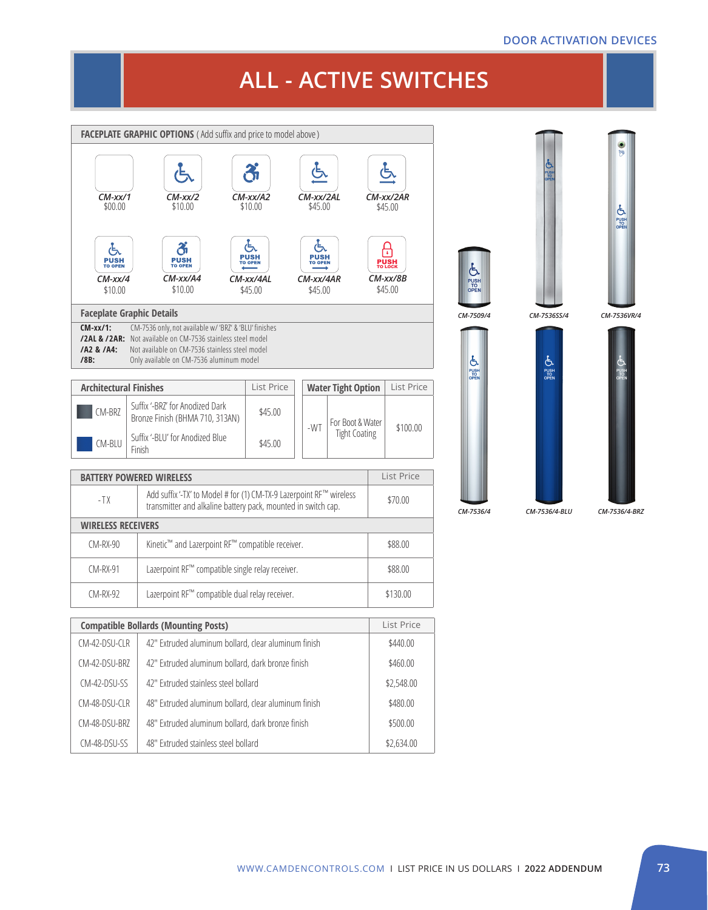DOOR ACTIVATION DEVICES

# ALL - ACTIVE SWITCHES

## FACEPLATE GRAPHIC OPTIONS ( Add suffix and price to model above )

| | | | | |
|---|---|---|---|---|
| *CM-xx/1* $00.00 | *CM-xx/2* $10.00 | *CM-xx/A2* $10.00 | *CM-xx/2AL* $45.00 | *CM-xx/2AR* $45.00 |
| *CM-xx/4* $10.00 | *CM-xx/A4* $10.00 | *CM-xx/4AL* $45.00 | *CM-xx/4AR* $45.00 | *CM-xx/8B* $45.00 |

**Faceplate Graphic Details**

| | |
|---|---|
| **CM-xx/1:** | CM-7536 only, not available w/ 'BRZ' & 'BLU' finishes |
| **/2AL & /2AR:** | Not available on CM-7536 stainless steel model |
| **/A2 & /A4:** | Not available on CM-7536 stainless steel model |
| **/8B:** | Only available on CM-7536 aluminum model |

| Architectural Finishes | | List Price |
|---|---|---|
| CM-BRZ | Suffix '-BRZ' for Anodized Dark Bronze Finish (BHMA 710, 313AN) | $45.00 |
| CM-BLU | Suffix '-BLU' for Anodized Blue Finish | $45.00 |

| Water Tight Option | | List Price |
|---|---|---|
| -WT | For Boot & Water Tight Coating | $100.00 |

| BATTERY POWERED WIRELESS | | List Price |
|---|---|---|
| -TX | Add suffix '-TX' to Model # for (1) CM-TX-9 Lazerpoint RF™ wireless transmitter and alkaline battery pack, mounted in switch cap. | $70.00 |
| **WIRELESS RECEIVERS** | | |
| CM-RX-90 | Kinetic™ and Lazerpoint RF™ compatible receiver. | $88.00 |
| CM-RX-91 | Lazerpoint RF™ compatible single relay receiver. | $88.00 |
| CM-RX-92 | Lazerpoint RF™ compatible dual relay receiver. | $130.00 |

| Compatible Bollards (Mounting Posts) | | List Price |
|---|---|---|
| CM-42-DSU-CLR | 42" Extruded aluminum bollard, clear aluminum finish | $440.00 |
| CM-42-DSU-BRZ | 42" Extruded aluminum bollard, dark bronze finish | $460.00 |
| CM-42-DSU-SS | 42" Extruded stainless steel bollard | $2,548.00 |
| CM-48-DSU-CLR | 48" Extruded aluminum bollard, clear aluminum finish | $480.00 |
| CM-48-DSU-BRZ | 48" Extruded aluminum bollard, dark bronze finish | $500.00 |
| CM-48-DSU-SS | 48" Extruded stainless steel bollard | $2,634.00 |

*CM-7509/4*

*CM-7536SS/4*

*CM-7536VR/4*

*CM-7536/4*

*CM-7536/4-BLU*

*CM-7536/4-BRZ*

WWW.CAMDENCONTROLS.COM I LIST PRICE IN US DOLLARS I **2022 ADDENDUM**